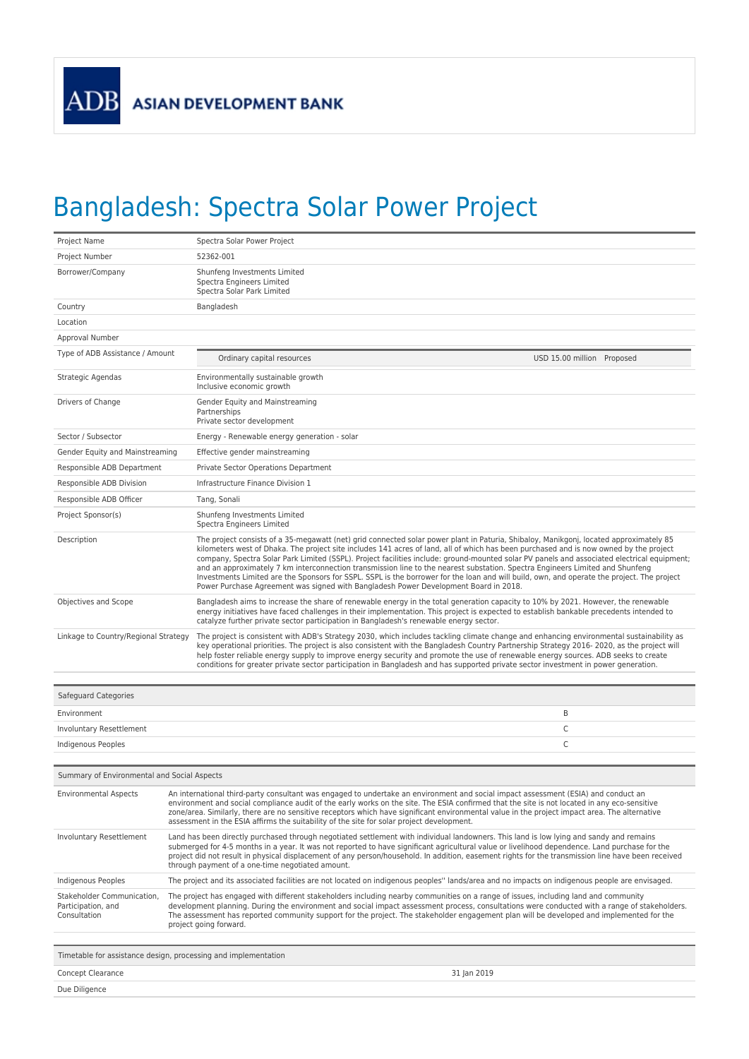ASIAN DEVELOPMENT BANK

# Bangladesh: Spectra Solar Power Project

| | |
|---|---|
| Project Name | Spectra Solar Power Project |
| Project Number | 52362-001 |
| Borrower/Company | Shunfeng Investments Limited<br>Spectra Engineers Limited<br>Spectra Solar Park Limited |
| Country | Bangladesh |
| Location | |
| Approval Number | |
| Type of ADB Assistance / Amount | Ordinary capital resources — USD 15.00 million — Proposed |
| Strategic Agendas | Environmentally sustainable growth<br>Inclusive economic growth |
| Drivers of Change | Gender Equity and Mainstreaming<br>Partnerships<br>Private sector development |
| Sector / Subsector | Energy - Renewable energy generation - solar |
| Gender Equity and Mainstreaming | Effective gender mainstreaming |
| Responsible ADB Department | Private Sector Operations Department |
| Responsible ADB Division | Infrastructure Finance Division 1 |
| Responsible ADB Officer | Tang, Sonali |
| Project Sponsor(s) | Shunfeng Investments Limited<br>Spectra Engineers Limited |
| Description | The project consists of a 35-megawatt (net) grid connected solar power plant in Paturia, Shibaloy, Manikgonj, located approximately 85 kilometers west of Dhaka. The project site includes 141 acres of land, all of which has been purchased and is now owned by the project company, Spectra Solar Park Limited (SSPL). Project facilities include: ground-mounted solar PV panels and associated electrical equipment; and an approximately 7 km interconnection transmission line to the nearest substation. Spectra Engineers Limited and Shunfeng Investments Limited are the Sponsors for SSPL. SSPL is the borrower for the loan and will build, own, and operate the project. The project Power Purchase Agreement was signed with Bangladesh Power Development Board in 2018. |
| Objectives and Scope | Bangladesh aims to increase the share of renewable energy in the total generation capacity to 10% by 2021. However, the renewable energy initiatives have faced challenges in their implementation. This project is expected to establish bankable precedents intended to catalyze further private sector participation in Bangladesh's renewable energy sector. |
| Linkage to Country/Regional Strategy | The project is consistent with ADB's Strategy 2030, which includes tackling climate change and enhancing environmental sustainability as key operational priorities. The project is also consistent with the Bangladesh Country Partnership Strategy 2016- 2020, as the project will help foster reliable energy supply to improve energy security and promote the use of renewable energy sources. ADB seeks to create conditions for greater private sector participation in Bangladesh and has supported private sector investment in power generation. |

| Safeguard Categories | |
|---|---|
| Environment | B |
| Involuntary Resettlement | C |
| Indigenous Peoples | C |

| Summary of Environmental and Social Aspects | |
|---|---|
| Environmental Aspects | An international third-party consultant was engaged to undertake an environment and social impact assessment (ESIA) and conduct an environment and social compliance audit of the early works on the site. The ESIA confirmed that the site is not located in any eco-sensitive zone/area. Similarly, there are no sensitive receptors which have significant environmental value in the project impact area. The alternative assessment in the ESIA affirms the suitability of the site for solar project development. |
| Involuntary Resettlement | Land has been directly purchased through negotiated settlement with individual landowners. This land is low lying and sandy and remains submerged for 4-5 months in a year. It was not reported to have significant agricultural value or livelihood dependence. Land purchase for the project did not result in physical displacement of any person/household. In addition, easement rights for the transmission line have been received through payment of a one-time negotiated amount. |
| Indigenous Peoples | The project and its associated facilities are not located on indigenous peoples'' lands/area and no impacts on indigenous people are envisaged. |
| Stakeholder Communication, Participation, and Consultation | The project has engaged with different stakeholders including nearby communities on a range of issues, including land and community development planning. During the environment and social impact assessment process, consultations were conducted with a range of stakeholders. The assessment has reported community support for the project. The stakeholder engagement plan will be developed and implemented for the project going forward. |

| Timetable for assistance design, processing and implementation | |
|---|---|
| Concept Clearance | 31 Jan 2019 |
| Due Diligence | |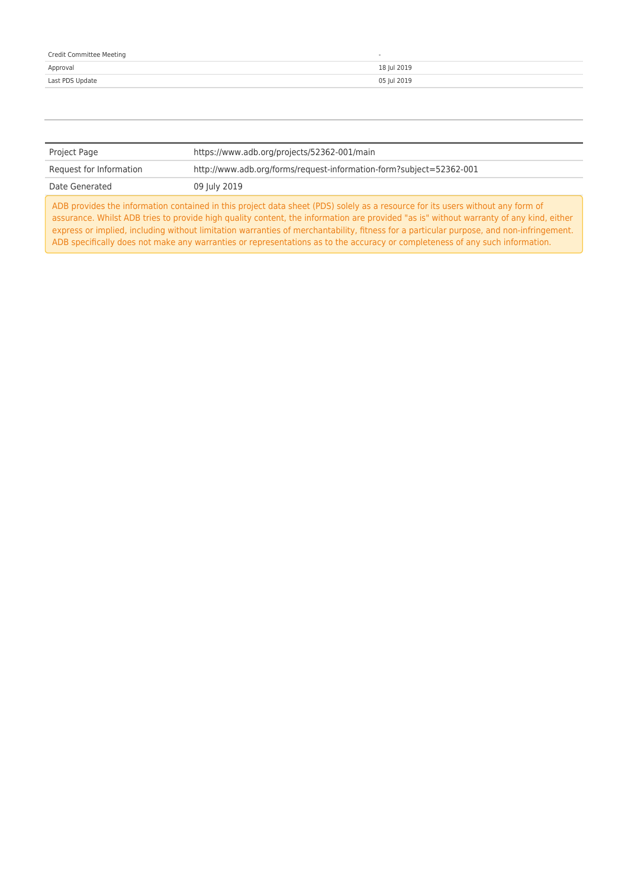| | |
|---|---|
| Credit Committee Meeting | - |
| Approval | 18 Jul 2019 |
| Last PDS Update | 05 Jul 2019 |

| | |
|---|---|
| Project Page | https://www.adb.org/projects/52362-001/main |
| Request for Information | http://www.adb.org/forms/request-information-form?subject=52362-001 |
| Date Generated | 09 July 2019 |

ADB provides the information contained in this project data sheet (PDS) solely as a resource for its users without any form of assurance. Whilst ADB tries to provide high quality content, the information are provided "as is" without warranty of any kind, either express or implied, including without limitation warranties of merchantability, fitness for a particular purpose, and non-infringement. ADB specifically does not make any warranties or representations as to the accuracy or completeness of any such information.